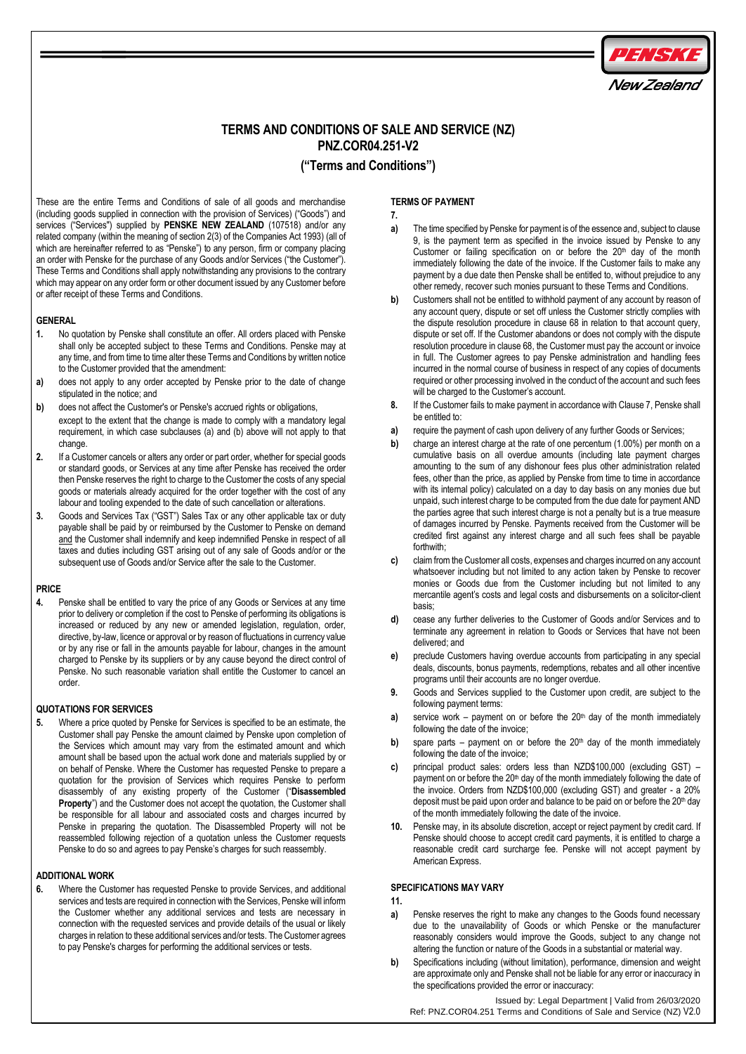# TERMS AND CONDITIONS OF SALE AND SERVICE (NZ) PNZ.COR04.251-V2

## ("Terms and Conditions")

These are the entire Terms and Conditions of sale of all goods and merchandise (including goods supplied in connection with the provision of Services) ("Goods") and services ("Services") supplied by **PENSKE NEW ZEALAND** (107518) and/or any related company (within the meaning of section 2(3) of the Companies Act 1993) (all of which are hereinafter referred to as "Penske") to any person, firm or company placing an order with Penske for the purchase of any Goods and/or Services ("the Customer"). These Terms and Conditions shall apply notwithstanding any provisions to the contrary which may appear on any order form or other document issued by any Customer before or after receipt of these Terms and Conditions.

### GENERAL

**1.** No quotation by Penske shall constitute an offer. All orders placed with Penske shall only be accepted subject to these Terms and Conditions. Penske may at any time, and from time to time alter these Terms and Conditions by written notice to the Customer provided that the amendment:

**a)** does not apply to any order accepted by Penske prior to the date of change stipulated in the notice; and

**b)** does not affect the Customer's or Penske's accrued rights or obligations,

except to the extent that the change is made to comply with a mandatory legal requirement, in which case subclauses (a) and (b) above will not apply to that change.

**2.** If a Customer cancels or alters any order or part order, whether for special goods or standard goods, or Services at any time after Penske has received the order then Penske reserves the right to charge to the Customer the costs of any special goods or materials already acquired for the order together with the cost of any labour and tooling expended to the date of such cancellation or alterations.

**3.** Goods and Services Tax ("GST") Sales Tax or any other applicable tax or duty payable shall be paid by or reimbursed by the Customer to Penske on demand and the Customer shall indemnify and keep indemnified Penske in respect of all taxes and duties including GST arising out of any sale of Goods and/or or the subsequent use of Goods and/or Service after the sale to the Customer.

### PRICE

**4.** Penske shall be entitled to vary the price of any Goods or Services at any time prior to delivery or completion if the cost to Penske of performing its obligations is increased or reduced by any new or amended legislation, regulation, order, directive, by-law, licence or approval or by reason of fluctuations in currency value or by any rise or fall in the amounts payable for labour, changes in the amount charged to Penske by its suppliers or by any cause beyond the direct control of Penske. No such reasonable variation shall entitle the Customer to cancel an order.

### QUOTATIONS FOR SERVICES

**5.** Where a price quoted by Penske for Services is specified to be an estimate, the Customer shall pay Penske the amount claimed by Penske upon completion of the Services which amount may vary from the estimated amount and which amount shall be based upon the actual work done and materials supplied by or on behalf of Penske. Where the Customer has requested Penske to prepare a quotation for the provision of Services which requires Penske to perform disassembly of any existing property of the Customer ("**Disassembled Property**") and the Customer does not accept the quotation, the Customer shall be responsible for all labour and associated costs and charges incurred by Penske in preparing the quotation. The Disassembled Property will not be reassembled following rejection of a quotation unless the Customer requests Penske to do so and agrees to pay Penske's charges for such reassembly.

### ADDITIONAL WORK

**6.** Where the Customer has requested Penske to provide Services, and additional services and tests are required in connection with the Services, Penske will inform the Customer whether any additional services and tests are necessary in connection with the requested services and provide details of the usual or likely charges in relation to these additional services and/or tests. The Customer agrees to pay Penske's charges for performing the additional services or tests.

### TERMS OF PAYMENT

**7.**

**a)** The time specified by Penske for payment is of the essence and, subject to clause 9, is the payment term as specified in the invoice issued by Penske to any Customer or failing specification on or before the 20th day of the month immediately following the date of the invoice. If the Customer fails to make any payment by a due date then Penske shall be entitled to, without prejudice to any other remedy, recover such monies pursuant to these Terms and Conditions.

**b)** Customers shall not be entitled to withhold payment of any account by reason of any account query, dispute or set off unless the Customer strictly complies with the dispute resolution procedure in clause 68 in relation to that account query, dispute or set off. If the Customer abandons or does not comply with the dispute resolution procedure in clause 68, the Customer must pay the account or invoice in full. The Customer agrees to pay Penske administration and handling fees incurred in the normal course of business in respect of any copies of documents required or other processing involved in the conduct of the account and such fees will be charged to the Customer's account.

**8.** If the Customer fails to make payment in accordance with Clause 7, Penske shall be entitled to:

**a)** require the payment of cash upon delivery of any further Goods or Services;

**b)** charge an interest charge at the rate of one percentum (1.00%) per month on a cumulative basis on all overdue amounts (including late payment charges amounting to the sum of any dishonour fees plus other administration related fees, other than the price, as applied by Penske from time to time in accordance with its internal policy) calculated on a day to day basis on any monies due but unpaid, such interest charge to be computed from the due date for payment AND the parties agree that such interest charge is not a penalty but is a true measure of damages incurred by Penske. Payments received from the Customer will be credited first against any interest charge and all such fees shall be payable forthwith;

**c)** claim from the Customer all costs, expenses and charges incurred on any account whatsoever including but not limited to any action taken by Penske to recover monies or Goods due from the Customer including but not limited to any mercantile agent's costs and legal costs and disbursements on a solicitor-client basis;

**d)** cease any further deliveries to the Customer of Goods and/or Services and to terminate any agreement in relation to Goods or Services that have not been delivered; and

**e)** preclude Customers having overdue accounts from participating in any special deals, discounts, bonus payments, redemptions, rebates and all other incentive programs until their accounts are no longer overdue.

**9.** Goods and Services supplied to the Customer upon credit, are subject to the following payment terms:

**a)** service work – payment on or before the 20th day of the month immediately following the date of the invoice;

**b)** spare parts – payment on or before the 20th day of the month immediately following the date of the invoice;

**c)** principal product sales: orders less than NZD$100,000 (excluding GST) – payment on or before the 20th day of the month immediately following the date of the invoice. Orders from NZD$100,000 (excluding GST) and greater - a 20% deposit must be paid upon order and balance to be paid on or before the 20th day of the month immediately following the date of the invoice.

**10.** Penske may, in its absolute discretion, accept or reject payment by credit card. If Penske should choose to accept credit card payments, it is entitled to charge a reasonable credit card surcharge fee. Penske will not accept payment by American Express.

### SPECIFICATIONS MAY VARY

**11.**

**a)** Penske reserves the right to make any changes to the Goods found necessary due to the unavailability of Goods or which Penske or the manufacturer reasonably considers would improve the Goods, subject to any change not altering the function or nature of the Goods in a substantial or material way.

**b)** Specifications including (without limitation), performance, dimension and weight are approximate only and Penske shall not be liable for any error or inaccuracy in the specifications provided the error or inaccuracy: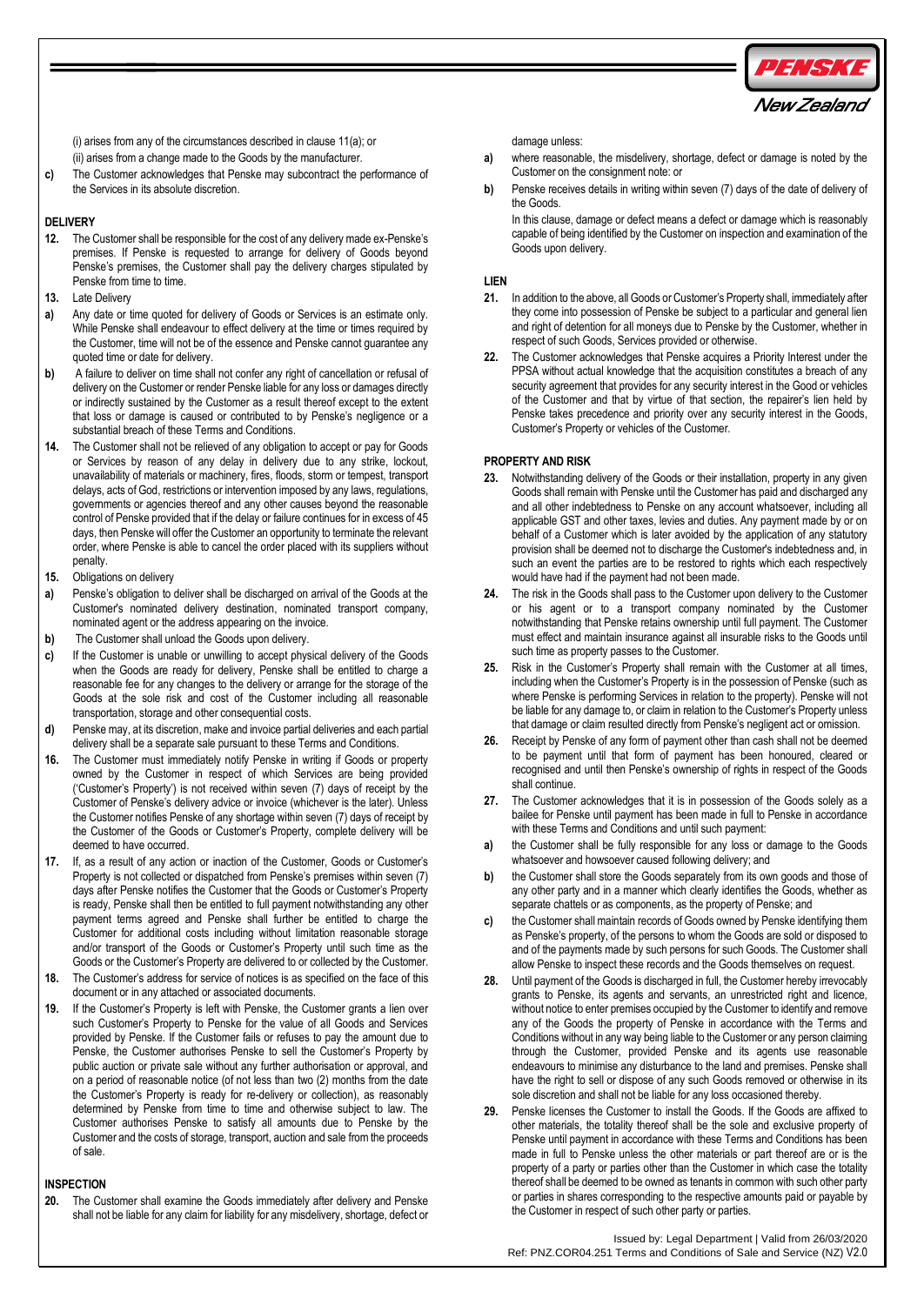(i) arises from any of the circumstances described in clause 11(a); or

(ii) arises from a change made to the Goods by the manufacturer.

**c)** The Customer acknowledges that Penske may subcontract the performance of the Services in its absolute discretion.

## DELIVERY

**12.** The Customer shall be responsible for the cost of any delivery made ex-Penske's premises. If Penske is requested to arrange for delivery of Goods beyond Penske's premises, the Customer shall pay the delivery charges stipulated by Penske from time to time.

**13.** Late Delivery

**a)** Any date or time quoted for delivery of Goods or Services is an estimate only. While Penske shall endeavour to effect delivery at the time or times required by the Customer, time will not be of the essence and Penske cannot guarantee any quoted time or date for delivery.

**b)** A failure to deliver on time shall not confer any right of cancellation or refusal of delivery on the Customer or render Penske liable for any loss or damages directly or indirectly sustained by the Customer as a result thereof except to the extent that loss or damage is caused or contributed to by Penske's negligence or a substantial breach of these Terms and Conditions.

**14.** The Customer shall not be relieved of any obligation to accept or pay for Goods or Services by reason of any delay in delivery due to any strike, lockout, unavailability of materials or machinery, fires, floods, storm or tempest, transport delays, acts of God, restrictions or intervention imposed by any laws, regulations, governments or agencies thereof and any other causes beyond the reasonable control of Penske provided that if the delay or failure continues for in excess of 45 days, then Penske will offer the Customer an opportunity to terminate the relevant order, where Penske is able to cancel the order placed with its suppliers without penalty.

**15.** Obligations on delivery

**a)** Penske's obligation to deliver shall be discharged on arrival of the Goods at the Customer's nominated delivery destination, nominated transport company, nominated agent or the address appearing on the invoice.

**b)** The Customer shall unload the Goods upon delivery.

**c)** If the Customer is unable or unwilling to accept physical delivery of the Goods when the Goods are ready for delivery, Penske shall be entitled to charge a reasonable fee for any changes to the delivery or arrange for the storage of the Goods at the sole risk and cost of the Customer including all reasonable transportation, storage and other consequential costs.

**d)** Penske may, at its discretion, make and invoice partial deliveries and each partial delivery shall be a separate sale pursuant to these Terms and Conditions.

**16.** The Customer must immediately notify Penske in writing if Goods or property owned by the Customer in respect of which Services are being provided ('Customer's Property') is not received within seven (7) days of receipt by the Customer of Penske's delivery advice or invoice (whichever is the later). Unless the Customer notifies Penske of any shortage within seven (7) days of receipt by the Customer of the Goods or Customer's Property, complete delivery will be deemed to have occurred.

**17.** If, as a result of any action or inaction of the Customer, Goods or Customer's Property is not collected or dispatched from Penske's premises within seven (7) days after Penske notifies the Customer that the Goods or Customer's Property is ready, Penske shall then be entitled to full payment notwithstanding any other payment terms agreed and Penske shall further be entitled to charge the Customer for additional costs including without limitation reasonable storage and/or transport of the Goods or Customer's Property until such time as the Goods or the Customer's Property are delivered to or collected by the Customer.

**18.** The Customer's address for service of notices is as specified on the face of this document or in any attached or associated documents.

**19.** If the Customer's Property is left with Penske, the Customer grants a lien over such Customer's Property to Penske for the value of all Goods and Services provided by Penske. If the Customer fails or refuses to pay the amount due to Penske, the Customer authorises Penske to sell the Customer's Property by public auction or private sale without any further authorisation or approval, and on a period of reasonable notice (of not less than two (2) months from the date the Customer's Property is ready for re-delivery or collection), as reasonably determined by Penske from time to time and otherwise subject to law. The Customer authorises Penske to satisfy all amounts due to Penske by the Customer and the costs of storage, transport, auction and sale from the proceeds of sale.

## INSPECTION

**20.** The Customer shall examine the Goods immediately after delivery and Penske shall not be liable for any claim for liability for any misdelivery, shortage, defect or damage unless:

**a)** where reasonable, the misdelivery, shortage, defect or damage is noted by the Customer on the consignment note: or

**b)** Penske receives details in writing within seven (7) days of the date of delivery of the Goods.

In this clause, damage or defect means a defect or damage which is reasonably capable of being identified by the Customer on inspection and examination of the Goods upon delivery.

## LIEN

**21.** In addition to the above, all Goods or Customer's Property shall, immediately after they come into possession of Penske be subject to a particular and general lien and right of detention for all moneys due to Penske by the Customer, whether in respect of such Goods, Services provided or otherwise.

**22.** The Customer acknowledges that Penske acquires a Priority Interest under the PPSA without actual knowledge that the acquisition constitutes a breach of any security agreement that provides for any security interest in the Good or vehicles of the Customer and that by virtue of that section, the repairer's lien held by Penske takes precedence and priority over any security interest in the Goods, Customer's Property or vehicles of the Customer.

## PROPERTY AND RISK

**23.** Notwithstanding delivery of the Goods or their installation, property in any given Goods shall remain with Penske until the Customer has paid and discharged any and all other indebtedness to Penske on any account whatsoever, including all applicable GST and other taxes, levies and duties. Any payment made by or on behalf of a Customer which is later avoided by the application of any statutory provision shall be deemed not to discharge the Customer's indebtedness and, in such an event the parties are to be restored to rights which each respectively would have had if the payment had not been made.

**24.** The risk in the Goods shall pass to the Customer upon delivery to the Customer or his agent or to a transport company nominated by the Customer notwithstanding that Penske retains ownership until full payment. The Customer must effect and maintain insurance against all insurable risks to the Goods until such time as property passes to the Customer.

**25.** Risk in the Customer's Property shall remain with the Customer at all times, including when the Customer's Property is in the possession of Penske (such as where Penske is performing Services in relation to the property). Penske will not be liable for any damage to, or claim in relation to the Customer's Property unless that damage or claim resulted directly from Penske's negligent act or omission.

**26.** Receipt by Penske of any form of payment other than cash shall not be deemed to be payment until that form of payment has been honoured, cleared or recognised and until then Penske's ownership of rights in respect of the Goods shall continue.

**27.** The Customer acknowledges that it is in possession of the Goods solely as a bailee for Penske until payment has been made in full to Penske in accordance with these Terms and Conditions and until such payment:

**a)** the Customer shall be fully responsible for any loss or damage to the Goods whatsoever and howsoever caused following delivery; and

**b)** the Customer shall store the Goods separately from its own goods and those of any other party and in a manner which clearly identifies the Goods, whether as separate chattels or as components, as the property of Penske; and

**c)** the Customer shall maintain records of Goods owned by Penske identifying them as Penske's property, of the persons to whom the Goods are sold or disposed to and of the payments made by such persons for such Goods. The Customer shall allow Penske to inspect these records and the Goods themselves on request.

**28.** Until payment of the Goods is discharged in full, the Customer hereby irrevocably grants to Penske, its agents and servants, an unrestricted right and licence, without notice to enter premises occupied by the Customer to identify and remove any of the Goods the property of Penske in accordance with the Terms and Conditions without in any way being liable to the Customer or any person claiming through the Customer, provided Penske and its agents use reasonable endeavours to minimise any disturbance to the land and premises. Penske shall have the right to sell or dispose of any such Goods removed or otherwise in its sole discretion and shall not be liable for any loss occasioned thereby.

**29.** Penske licenses the Customer to install the Goods. If the Goods are affixed to other materials, the totality thereof shall be the sole and exclusive property of Penske until payment in accordance with these Terms and Conditions has been made in full to Penske unless the other materials or part thereof are or is the property of a party or parties other than the Customer in which case the totality thereof shall be deemed to be owned as tenants in common with such other party or parties in shares corresponding to the respective amounts paid or payable by the Customer in respect of such other party or parties.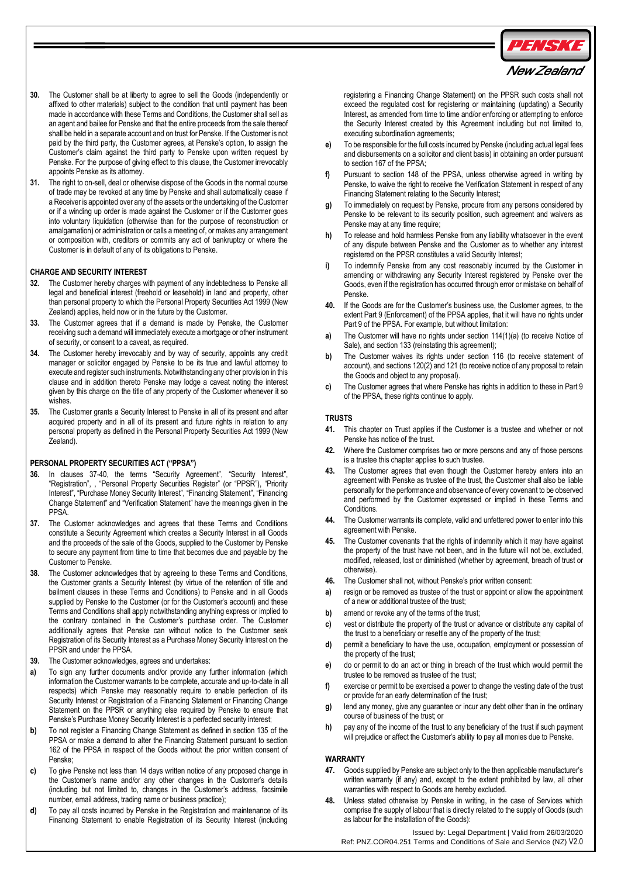30. The Customer shall be at liberty to agree to sell the Goods (independently or affixed to other materials) subject to the condition that until payment has been made in accordance with these Terms and Conditions, the Customer shall sell as an agent and bailee for Penske and that the entire proceeds from the sale thereof shall be held in a separate account and on trust for Penske. If the Customer is not paid by the third party, the Customer agrees, at Penske's option, to assign the Customer's claim against the third party to Penske upon written request by Penske. For the purpose of giving effect to this clause, the Customer irrevocably appoints Penske as its attorney.

31. The right to on-sell, deal or otherwise dispose of the Goods in the normal course of trade may be revoked at any time by Penske and shall automatically cease if a Receiver is appointed over any of the assets or the undertaking of the Customer or if a winding up order is made against the Customer or if the Customer goes into voluntary liquidation (otherwise than for the purpose of reconstruction or amalgamation) or administration or calls a meeting of, or makes any arrangement or composition with, creditors or commits any act of bankruptcy or where the Customer is in default of any of its obligations to Penske.

### CHARGE AND SECURITY INTEREST

32. The Customer hereby charges with payment of any indebtedness to Penske all legal and beneficial interest (freehold or leasehold) in land and property, other than personal property to which the Personal Property Securities Act 1999 (New Zealand) applies, held now or in the future by the Customer.

33. The Customer agrees that if a demand is made by Penske, the Customer receiving such a demand will immediately execute a mortgage or other instrument of security, or consent to a caveat, as required.

34. The Customer hereby irrevocably and by way of security, appoints any credit manager or solicitor engaged by Penske to be its true and lawful attorney to execute and register such instruments. Notwithstanding any other provision in this clause and in addition thereto Penske may lodge a caveat noting the interest given by this charge on the title of any property of the Customer whenever it so wishes.

35. The Customer grants a Security Interest to Penske in all of its present and after acquired property and in all of its present and future rights in relation to any personal property as defined in the Personal Property Securities Act 1999 (New Zealand).

### PERSONAL PROPERTY SECURITIES ACT ("PPSA")

36. In clauses 37-40, the terms "Security Agreement", "Security Interest", "Registration", , "Personal Property Securities Register" (or "PPSR"), "Priority Interest", "Purchase Money Security Interest", "Financing Statement", "Financing Change Statement" and "Verification Statement" have the meanings given in the PPSA.

37. The Customer acknowledges and agrees that these Terms and Conditions constitute a Security Agreement which creates a Security Interest in all Goods and the proceeds of the sale of the Goods, supplied to the Customer by Penske to secure any payment from time to time that becomes due and payable by the Customer to Penske.

38. The Customer acknowledges that by agreeing to these Terms and Conditions, the Customer grants a Security Interest (by virtue of the retention of title and bailment clauses in these Terms and Conditions) to Penske and in all Goods supplied by Penske to the Customer (or for the Customer's account) and these Terms and Conditions shall apply notwithstanding anything express or implied to the contrary contained in the Customer's purchase order. The Customer additionally agrees that Penske can without notice to the Customer seek Registration of its Security Interest as a Purchase Money Security Interest on the PPSR and under the PPSA.

39. The Customer acknowledges, agrees and undertakes:

a) To sign any further documents and/or provide any further information (which information the Customer warrants to be complete, accurate and up-to-date in all respects) which Penske may reasonably require to enable perfection of its Security Interest or Registration of a Financing Statement or Financing Change Statement on the PPSR or anything else required by Penske to ensure that Penske's Purchase Money Security Interest is a perfected security interest;

b) To not register a Financing Change Statement as defined in section 135 of the PPSA or make a demand to alter the Financing Statement pursuant to section 162 of the PPSA in respect of the Goods without the prior written consent of Penske;

c) To give Penske not less than 14 days written notice of any proposed change in the Customer's name and/or any other changes in the Customer's details (including but not limited to, changes in the Customer's address, facsimile number, email address, trading name or business practice);

d) To pay all costs incurred by Penske in the Registration and maintenance of its Financing Statement to enable Registration of its Security Interest (including registering a Financing Change Statement) on the PPSR such costs shall not exceed the regulated cost for registering or maintaining (updating) a Security Interest, as amended from time to time and/or enforcing or attempting to enforce the Security Interest created by this Agreement including but not limited to, executing subordination agreements;

e) To be responsible for the full costs incurred by Penske (including actual legal fees and disbursements on a solicitor and client basis) in obtaining an order pursuant to section 167 of the PPSA;

f) Pursuant to section 148 of the PPSA, unless otherwise agreed in writing by Penske, to waive the right to receive the Verification Statement in respect of any Financing Statement relating to the Security Interest;

g) To immediately on request by Penske, procure from any persons considered by Penske to be relevant to its security position, such agreement and waivers as Penske may at any time require;

h) To release and hold harmless Penske from any liability whatsoever in the event of any dispute between Penske and the Customer as to whether any interest registered on the PPSR constitutes a valid Security Interest;

i) To indemnify Penske from any cost reasonably incurred by the Customer in amending or withdrawing any Security Interest registered by Penske over the Goods, even if the registration has occurred through error or mistake on behalf of Penske.

40. If the Goods are for the Customer's business use, the Customer agrees, to the extent Part 9 (Enforcement) of the PPSA applies, that it will have no rights under Part 9 of the PPSA. For example, but without limitation:

a) The Customer will have no rights under section 114(1)(a) (to receive Notice of Sale), and section 133 (reinstating this agreement);

b) The Customer waives its rights under section 116 (to receive statement of account), and sections 120(2) and 121 (to receive notice of any proposal to retain the Goods and object to any proposal).

c) The Customer agrees that where Penske has rights in addition to these in Part 9 of the PPSA, these rights continue to apply.

### TRUSTS

41. This chapter on Trust applies if the Customer is a trustee and whether or not Penske has notice of the trust.

42. Where the Customer comprises two or more persons and any of those persons is a trustee this chapter applies to such trustee.

43. The Customer agrees that even though the Customer hereby enters into an agreement with Penske as trustee of the trust, the Customer shall also be liable personally for the performance and observance of every covenant to be observed and performed by the Customer expressed or implied in these Terms and Conditions.

44. The Customer warrants its complete, valid and unfettered power to enter into this agreement with Penske.

45. The Customer covenants that the rights of indemnity which it may have against the property of the trust have not been, and in the future will not be, excluded, modified, released, lost or diminished (whether by agreement, breach of trust or otherwise).

46. The Customer shall not, without Penske's prior written consent:

a) resign or be removed as trustee of the trust or appoint or allow the appointment of a new or additional trustee of the trust;

b) amend or revoke any of the terms of the trust;

c) vest or distribute the property of the trust or advance or distribute any capital of the trust to a beneficiary or resettle any of the property of the trust;

d) permit a beneficiary to have the use, occupation, employment or possession of the property of the trust;

e) do or permit to do an act or thing in breach of the trust which would permit the trustee to be removed as trustee of the trust;

f) exercise or permit to be exercised a power to change the vesting date of the trust or provide for an early determination of the trust;

g) lend any money, give any guarantee or incur any debt other than in the ordinary course of business of the trust; or

h) pay any of the income of the trust to any beneficiary of the trust if such payment will prejudice or affect the Customer's ability to pay all monies due to Penske.

### WARRANTY

47. Goods supplied by Penske are subject only to the then applicable manufacturer's written warranty (if any) and, except to the extent prohibited by law, all other warranties with respect to Goods are hereby excluded.

48. Unless stated otherwise by Penske in writing, in the case of Services which comprise the supply of labour that is directly related to the supply of Goods (such as labour for the installation of the Goods):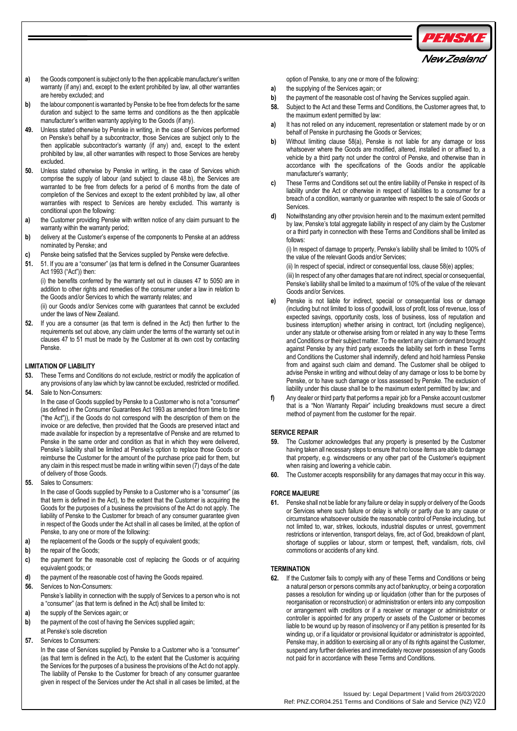a) the Goods component is subject only to the then applicable manufacturer's written warranty (if any) and, except to the extent prohibited by law, all other warranties are hereby excluded; and

b) the labour component is warranted by Penske to be free from defects for the same duration and subject to the same terms and conditions as the then applicable manufacturer's written warranty applying to the Goods (if any).

**49.** Unless stated otherwise by Penske in writing, in the case of Services performed on Penske's behalf by a subcontractor, those Services are subject only to the then applicable subcontractor's warranty (if any) and, except to the extent prohibited by law, all other warranties with respect to those Services are hereby excluded.

**50.** Unless stated otherwise by Penske in writing, in the case of Services which comprise the supply of labour (and subject to clause 48.b), the Services are warranted to be free from defects for a period of 6 months from the date of completion of the Services and except to the extent prohibited by law, all other warranties with respect to Services are hereby excluded. This warranty is conditional upon the following:

a) the Customer providing Penske with written notice of any claim pursuant to the warranty within the warranty period;

b) delivery at the Customer's expense of the components to Penske at an address nominated by Penske; and

c) Penske being satisfied that the Services supplied by Penske were defective.

**51.** 51. If you are a "consumer" (as that term is defined in the Consumer Guarantees Act 1993 ("Act")) then:

(i) the benefits conferred by the warranty set out in clauses 47 to 5050 are in addition to other rights and remedies of the consumer under a law in relation to the Goods and/or Services to which the warranty relates; and

(ii) our Goods and/or Services come with guarantees that cannot be excluded under the laws of New Zealand.

**52.** If you are a consumer (as that term is defined in the Act) then further to the requirements set out above, any claim under the terms of the warranty set out in clauses 47 to 51 must be made by the Customer at its own cost by contacting Penske.

## LIMITATION OF LIABILITY

**53.** These Terms and Conditions do not exclude, restrict or modify the application of any provisions of any law which by law cannot be excluded, restricted or modified.

**54.** Sale to Non-Consumers:

In the case of Goods supplied by Penske to a Customer who is not a "consumer" (as defined in the Consumer Guarantees Act 1993 as amended from time to time ("the Act")), if the Goods do not correspond with the description of them on the invoice or are defective, then provided that the Goods are preserved intact and made available for inspection by a representative of Penske and are returned to Penske in the same order and condition as that in which they were delivered, Penske's liability shall be limited at Penske's option to replace those Goods or reimburse the Customer for the amount of the purchase price paid for them, but any claim in this respect must be made in writing within seven (7) days of the date of delivery of those Goods.

**55.** Sales to Consumers:

In the case of Goods supplied by Penske to a Customer who is a "consumer" (as that term is defined in the Act), to the extent that the Customer is acquiring the Goods for the purposes of a business the provisions of the Act do not apply. The liability of Penske to the Customer for breach of any consumer guarantee given in respect of the Goods under the Act shall in all cases be limited, at the option of Penske, to any one or more of the following:

a) the replacement of the Goods or the supply of equivalent goods;

b) the repair of the Goods;

c) the payment for the reasonable cost of replacing the Goods or of acquiring equivalent goods; or

d) the payment of the reasonable cost of having the Goods repaired.

**56.** Services to Non-Consumers:

Penske's liability in connection with the supply of Services to a person who is not a "consumer" (as that term is defined in the Act) shall be limited to:

a) the supply of the Services again; or

b) the payment of the cost of having the Services supplied again;

at Penske's sole discretion

**57.** Services to Consumers:

In the case of Services supplied by Penske to a Customer who is a "consumer" (as that term is defined in the Act), to the extent that the Customer is acquiring the Services for the purposes of a business the provisions of the Act do not apply. The liability of Penske to the Customer for breach of any consumer guarantee given in respect of the Services under the Act shall in all cases be limited, at the option of Penske, to any one or more of the following:

a) the supplying of the Services again; or

b) the payment of the reasonable cost of having the Services supplied again.

**58.** Subject to the Act and these Terms and Conditions, the Customer agrees that, to the maximum extent permitted by law:

a) It has not relied on any inducement, representation or statement made by or on behalf of Penske in purchasing the Goods or Services;

b) Without limiting clause 58(a), Penske is not liable for any damage or loss whatsoever where the Goods are modified, altered, installed in or affixed to, a vehicle by a third party not under the control of Penske, and otherwise than in accordance with the specifications of the Goods and/or the applicable manufacturer's warranty;

c) These Terms and Conditions set out the entire liability of Penske in respect of its liability under the Act or otherwise in respect of liabilities to a consumer for a breach of a condition, warranty or guarantee with respect to the sale of Goods or Services.

d) Notwithstanding any other provision herein and to the maximum extent permitted by law, Penske's total aggregate liability in respect of any claim by the Customer or a third party in connection with these Terms and Conditions shall be limited as follows:

(i) In respect of damage to property, Penske's liability shall be limited to 100% of the value of the relevant Goods and/or Services;

(ii) In respect of special, indirect or consequential loss, clause 58(e) applies;

(iii) In respect of any other damages that are not indirect, special or consequential, Penske's liability shall be limited to a maximum of 10% of the value of the relevant Goods and/or Services.

e) Penske is not liable for indirect, special or consequential loss or damage (including but not limited to loss of goodwill, loss of profit, loss of revenue, loss of expected savings, opportunity costs, loss of business, loss of reputation and business interruption) whether arising in contract, tort (including negligence), under any statute or otherwise arising from or related in any way to these Terms and Conditions or their subject matter. To the extent any claim or demand brought against Penske by any third party exceeds the liability set forth in these Terms and Conditions the Customer shall indemnify, defend and hold harmless Penske from and against such claim and demand. The Customer shall be obliged to advise Penske in writing and without delay of any damage or loss to be borne by Penske, or to have such damage or loss assessed by Penske. The exclusion of liability under this clause shall be to the maximum extent permitted by law; and

f) Any dealer or third party that performs a repair job for a Penske account customer that is a "Non Warranty Repair" including breakdowns must secure a direct method of payment from the customer for the repair.

## SERVICE REPAIR

**59.** The Customer acknowledges that any property is presented by the Customer having taken all necessary steps to ensure that no loose items are able to damage that property, e.g. windscreens or any other part of the Customer's equipment when raising and lowering a vehicle cabin.

**60.** The Customer accepts responsibility for any damages that may occur in this way.

## FORCE MAJEURE

**61.** Penske shall not be liable for any failure or delay in supply or delivery of the Goods or Services where such failure or delay is wholly or partly due to any cause or circumstance whatsoever outside the reasonable control of Penske including, but not limited to, war, strikes, lockouts, industrial disputes or unrest, government restrictions or intervention, transport delays, fire, act of God, breakdown of plant, shortage of supplies or labour, storm or tempest, theft, vandalism, riots, civil commotions or accidents of any kind.

## TERMINATION

**62.** If the Customer fails to comply with any of these Terms and Conditions or being a natural person or persons commits any act of bankruptcy, or being a corporation passes a resolution for winding up or liquidation (other than for the purposes of reorganisation or reconstruction) or administration or enters into any composition or arrangement with creditors or if a receiver or manager or administrator or controller is appointed for any property or assets of the Customer or becomes liable to be wound up by reason of insolvency or if any petition is presented for its winding up, or if a liquidator or provisional liquidator or administrator is appointed, Penske may, in addition to exercising all or any of its rights against the Customer, suspend any further deliveries and immediately recover possession of any Goods not paid for in accordance with these Terms and Conditions.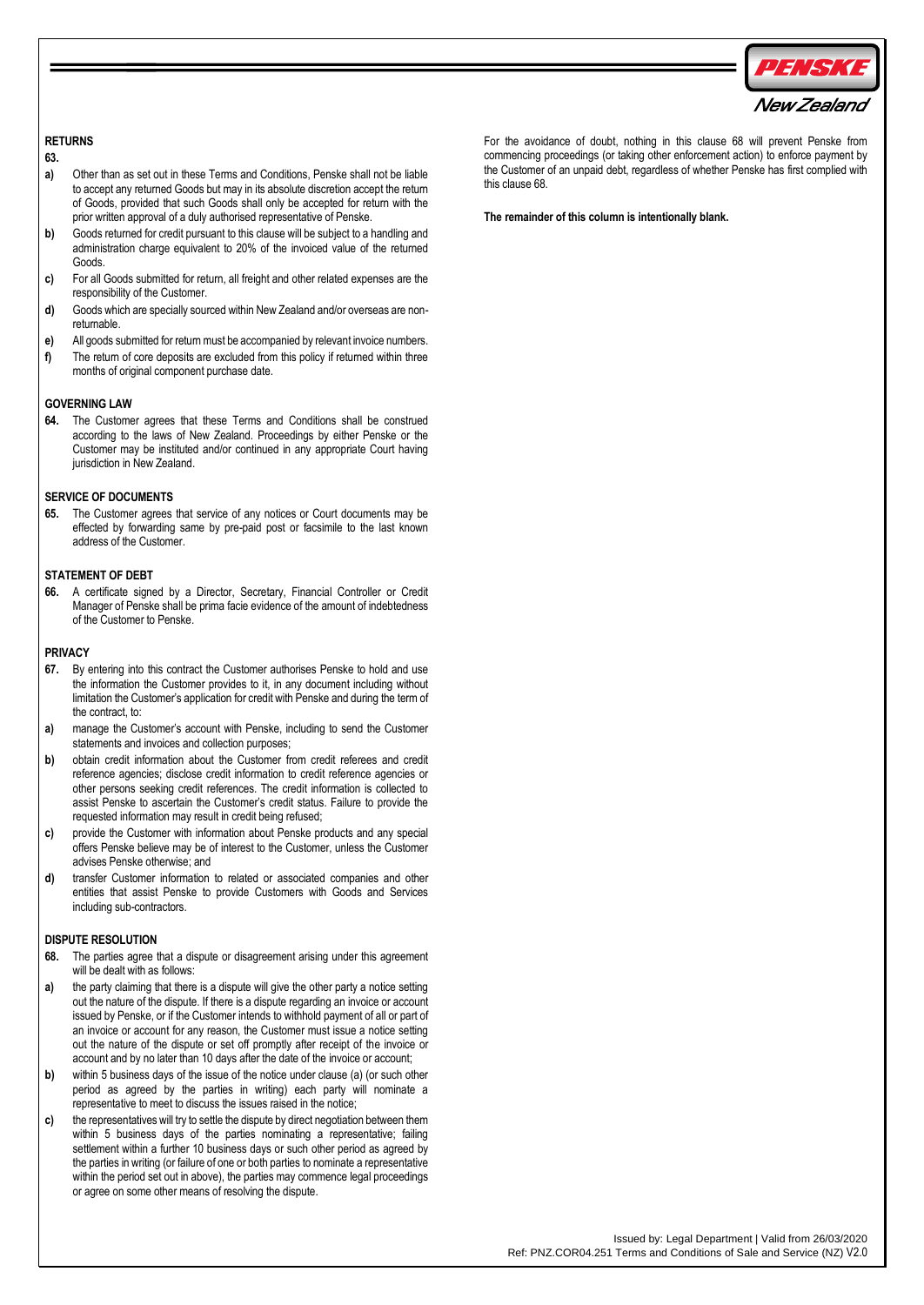## RETURNS

**63.**

**a)** Other than as set out in these Terms and Conditions, Penske shall not be liable to accept any returned Goods but may in its absolute discretion accept the return of Goods, provided that such Goods shall only be accepted for return with the prior written approval of a duly authorised representative of Penske.

**b)** Goods returned for credit pursuant to this clause will be subject to a handling and administration charge equivalent to 20% of the invoiced value of the returned Goods.

**c)** For all Goods submitted for return, all freight and other related expenses are the responsibility of the Customer.

**d)** Goods which are specially sourced within New Zealand and/or overseas are non-returnable.

**e)** All goods submitted for return must be accompanied by relevant invoice numbers.

**f)** The return of core deposits are excluded from this policy if returned within three months of original component purchase date.

## GOVERNING LAW

**64.** The Customer agrees that these Terms and Conditions shall be construed according to the laws of New Zealand. Proceedings by either Penske or the Customer may be instituted and/or continued in any appropriate Court having jurisdiction in New Zealand.

## SERVICE OF DOCUMENTS

**65.** The Customer agrees that service of any notices or Court documents may be effected by forwarding same by pre-paid post or facsimile to the last known address of the Customer.

## STATEMENT OF DEBT

**66.** A certificate signed by a Director, Secretary, Financial Controller or Credit Manager of Penske shall be prima facie evidence of the amount of indebtedness of the Customer to Penske.

## PRIVACY

**67.** By entering into this contract the Customer authorises Penske to hold and use the information the Customer provides to it, in any document including without limitation the Customer's application for credit with Penske and during the term of the contract, to:

**a)** manage the Customer's account with Penske, including to send the Customer statements and invoices and collection purposes;

**b)** obtain credit information about the Customer from credit referees and credit reference agencies; disclose credit information to credit reference agencies or other persons seeking credit references. The credit information is collected to assist Penske to ascertain the Customer's credit status. Failure to provide the requested information may result in credit being refused;

**c)** provide the Customer with information about Penske products and any special offers Penske believe may be of interest to the Customer, unless the Customer advises Penske otherwise; and

**d)** transfer Customer information to related or associated companies and other entities that assist Penske to provide Customers with Goods and Services including sub-contractors.

## DISPUTE RESOLUTION

**68.** The parties agree that a dispute or disagreement arising under this agreement will be dealt with as follows:

**a)** the party claiming that there is a dispute will give the other party a notice setting out the nature of the dispute. If there is a dispute regarding an invoice or account issued by Penske, or if the Customer intends to withhold payment of all or part of an invoice or account for any reason, the Customer must issue a notice setting out the nature of the dispute or set off promptly after receipt of the invoice or account and by no later than 10 days after the date of the invoice or account;

**b)** within 5 business days of the issue of the notice under clause (a) (or such other period as agreed by the parties in writing) each party will nominate a representative to meet to discuss the issues raised in the notice;

**c)** the representatives will try to settle the dispute by direct negotiation between them within 5 business days of the parties nominating a representative; failing settlement within a further 10 business days or such other period as agreed by the parties in writing (or failure of one or both parties to nominate a representative within the period set out in above), the parties may commence legal proceedings or agree on some other means of resolving the dispute.

For the avoidance of doubt, nothing in this clause 68 will prevent Penske from commencing proceedings (or taking other enforcement action) to enforce payment by the Customer of an unpaid debt, regardless of whether Penske has first complied with this clause 68.

**The remainder of this column is intentionally blank.**